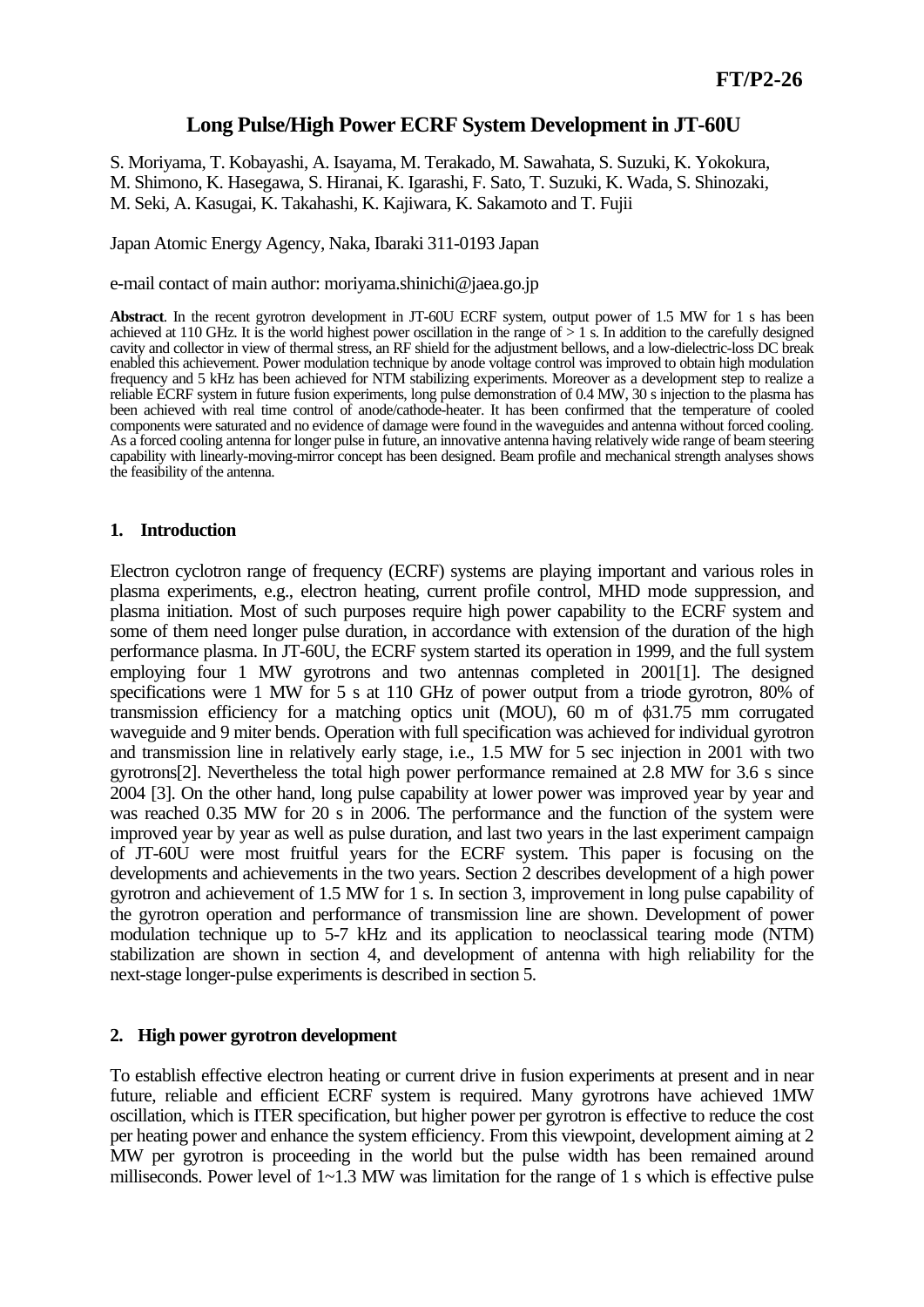# Long Pulse/High Power ECRF System Development in JT-60U

S. Moriyama, T. Kobayashi, A. Isayama, M. Terakado, M. Sawahata, S. Suzuki, K. Yokokura, M. Shimono, K. Hasegawa, S. Hiranai, K. Igarashi, F. Sato, T. Suzuki, K. Wada, S. Shinozaki, M. Seki, A. Kasugai, K. Takahashi, K. Kajiwara, K. Sakamoto and T. Fujii

Japan Atomic Energy Agency, Naka, Ibaraki 311-0193 Japan

e-mail contact of main author: moriyama.shinichi@jaea.go.jp

**Abstract**. In the recent gyrotron development in JT-60U ECRF system, output power of 1.5 MW for 1 s has been achieved at 110 GHz. It is the world highest power oscillation in the range of > 1 s. In addition to the carefully designed cavity and collector in view of thermal stress, an RF shield for the adjustment bellows, and a low-dielectric-loss DC break enabled this achievement. Power modulation technique by anode voltage control was improved to obtain high modulation frequency and 5 kHz has been achieved for NTM stabilizing experiments. Moreover as a development step to realize a reliable ECRF system in future fusion experiments, long pulse demonstration of 0.4 MW, 30 s injection to the plasma has been achieved with real time control of anode/cathode-heater. It has been confirmed that the temperature of cooled components were saturated and no evidence of damage were found in the waveguides and antenna without forced cooling. As a forced cooling antenna for longer pulse in future, an innovative antenna having relatively wide range of beam steering capability with linearly-moving-mirror concept has been designed. Beam profile and mechanical strength analyses shows the feasibility of the antenna.

## 1. Introduction

Electron cyclotron range of frequency (ECRF) systems are playing important and various roles in plasma experiments, e.g., electron heating, current profile control, MHD mode suppression, and plasma initiation. Most of such purposes require high power capability to the ECRF system and some of them need longer pulse duration, in accordance with extension of the duration of the high performance plasma. In JT-60U, the ECRF system started its operation in 1999, and the full system employing four 1 MW gyrotrons and two antennas completed in 2001[1]. The designed specifications were 1 MW for 5 s at 110 GHz of power output from a triode gyrotron, 80% of transmission efficiency for a matching optics unit (MOU), 60 m of $\phi$31.75 mm corrugated waveguide and 9 miter bends. Operation with full specification was achieved for individual gyrotron and transmission line in relatively early stage, i.e., 1.5 MW for 5 sec injection in 2001 with two gyrotrons[2]. Nevertheless the total high power performance remained at 2.8 MW for 3.6 s since 2004 [3]. On the other hand, long pulse capability at lower power was improved year by year and was reached 0.35 MW for 20 s in 2006. The performance and the function of the system were improved year by year as well as pulse duration, and last two years in the last experiment campaign of JT-60U were most fruitful years for the ECRF system. This paper is focusing on the developments and achievements in the two years. Section 2 describes development of a high power gyrotron and achievement of 1.5 MW for 1 s. In section 3, improvement in long pulse capability of the gyrotron operation and performance of transmission line are shown. Development of power modulation technique up to 5-7 kHz and its application to neoclassical tearing mode (NTM) stabilization are shown in section 4, and development of antenna with high reliability for the next-stage longer-pulse experiments is described in section 5.

## 2. High power gyrotron development

To establish effective electron heating or current drive in fusion experiments at present and in near future, reliable and efficient ECRF system is required. Many gyrotrons have achieved 1MW oscillation, which is ITER specification, but higher power per gyrotron is effective to reduce the cost per heating power and enhance the system efficiency. From this viewpoint, development aiming at 2 MW per gyrotron is proceeding in the world but the pulse width has been remained around milliseconds. Power level of 1~1.3 MW was limitation for the range of 1 s which is effective pulse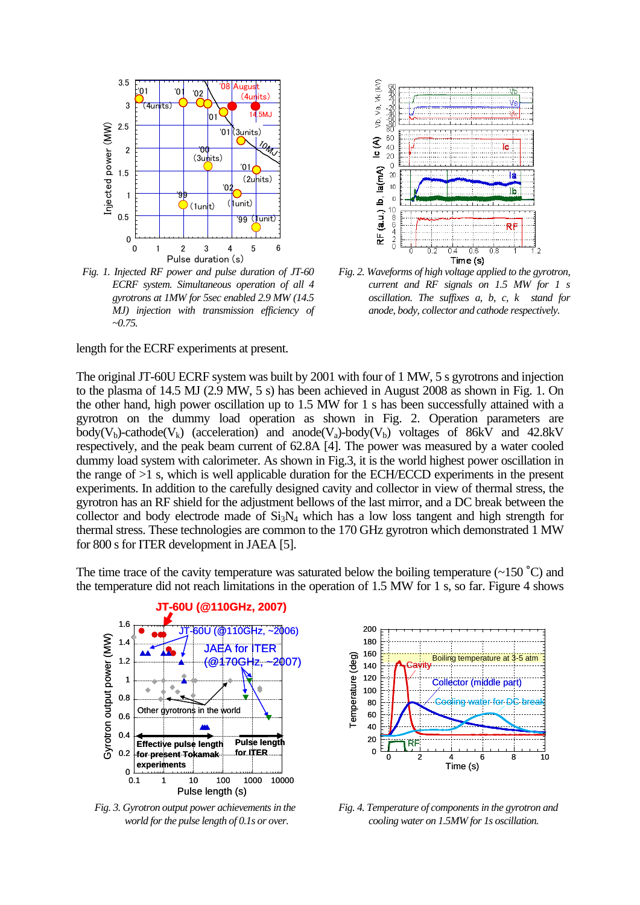*Fig. 1. Injected RF power and pulse duration of JT-60 ECRF system. Simultaneous operation of all 4 gyrotrons at 1MW for 5sec enabled 2.9 MW (14.5 MJ) injection with transmission efficiency of ~0.75.*

*Fig. 2. Waveforms of high voltage applied to the gyrotron, current and RF signals on 1.5 MW for 1 s oscillation. The suffixes a, b, c, k stand for anode, body, collector and cathode respectively.*

length for the ECRF experiments at present.

The original JT-60U ECRF system was built by 2001 with four of 1 MW, 5 s gyrotrons and injection to the plasma of 14.5 MJ (2.9 MW, 5 s) has been achieved in August 2008 as shown in Fig. 1. On the other hand, high power oscillation up to 1.5 MW for 1 s has been successfully attained with a gyrotron on the dummy load operation as shown in Fig. 2. Operation parameters are body($V_b$)-cathode($V_k$) (acceleration) and anode($V_a$)-body($V_b$) voltages of 86kV and 42.8kV respectively, and the peak beam current of 62.8A [4]. The power was measured by a water cooled dummy load system with calorimeter. As shown in Fig.3, it is the world highest power oscillation in the range of >1 s, which is well applicable duration for the ECH/ECCD experiments in the present experiments. In addition to the carefully designed cavity and collector in view of thermal stress, the gyrotron has an RF shield for the adjustment bellows of the last mirror, and a DC break between the collector and body electrode made of $Si_3N_4$ which has a low loss tangent and high strength for thermal stress. These technologies are common to the 170 GHz gyrotron which demonstrated 1 MW for 800 s for ITER development in JAEA [5].

The time trace of the cavity temperature was saturated below the boiling temperature (~150 ˚C) and the temperature did not reach limitations in the operation of 1.5 MW for 1 s, so far. Figure 4 shows

*Fig. 3. Gyrotron output power achievements in the world for the pulse length of 0.1s or over.*

*Fig. 4. Temperature of components in the gyrotron and cooling water on 1.5MW for 1s oscillation.*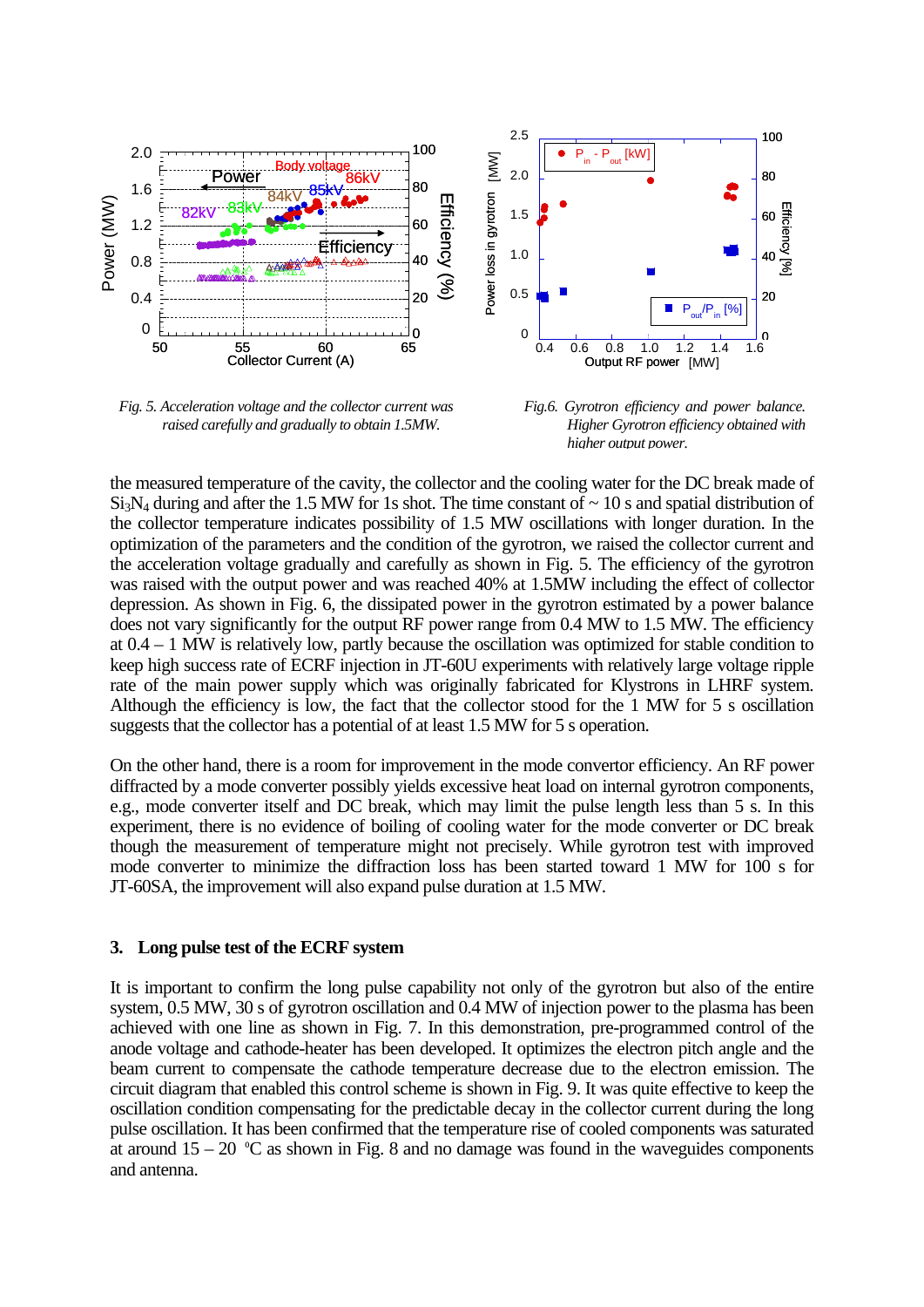*Fig. 5. Acceleration voltage and the collector current was raised carefully and gradually to obtain 1.5MW.*

*Fig.6. Gyrotron efficiency and power balance. Higher Gyrotron efficiency obtained with higher output power.*

the measured temperature of the cavity, the collector and the cooling water for the DC break made of $Si_3N_4$ during and after the 1.5 MW for 1s shot. The time constant of ~ 10 s and spatial distribution of the collector temperature indicates possibility of 1.5 MW oscillations with longer duration. In the optimization of the parameters and the condition of the gyrotron, we raised the collector current and the acceleration voltage gradually and carefully as shown in Fig. 5. The efficiency of the gyrotron was raised with the output power and was reached 40% at 1.5MW including the effect of collector depression. As shown in Fig. 6, the dissipated power in the gyrotron estimated by a power balance does not vary significantly for the output RF power range from 0.4 MW to 1.5 MW. The efficiency at 0.4 – 1 MW is relatively low, partly because the oscillation was optimized for stable condition to keep high success rate of ECRF injection in JT-60U experiments with relatively large voltage ripple rate of the main power supply which was originally fabricated for Klystrons in LHRF system. Although the efficiency is low, the fact that the collector stood for the 1 MW for 5 s oscillation suggests that the collector has a potential of at least 1.5 MW for 5 s operation.

On the other hand, there is a room for improvement in the mode convertor efficiency. An RF power diffracted by a mode converter possibly yields excessive heat load on internal gyrotron components, e.g., mode converter itself and DC break, which may limit the pulse length less than 5 s. In this experiment, there is no evidence of boiling of cooling water for the mode converter or DC break though the measurement of temperature might not precisely. While gyrotron test with improved mode converter to minimize the diffraction loss has been started toward 1 MW for 100 s for JT-60SA, the improvement will also expand pulse duration at 1.5 MW.

## 3. Long pulse test of the ECRF system

It is important to confirm the long pulse capability not only of the gyrotron but also of the entire system, 0.5 MW, 30 s of gyrotron oscillation and 0.4 MW of injection power to the plasma has been achieved with one line as shown in Fig. 7. In this demonstration, pre-programmed control of the anode voltage and cathode-heater has been developed. It optimizes the electron pitch angle and the beam current to compensate the cathode temperature decrease due to the electron emission. The circuit diagram that enabled this control scheme is shown in Fig. 9. It was quite effective to keep the oscillation condition compensating for the predictable decay in the collector current during the long pulse oscillation. It has been confirmed that the temperature rise of cooled components was saturated at around 15 – 20 °C as shown in Fig. 8 and no damage was found in the waveguides components and antenna.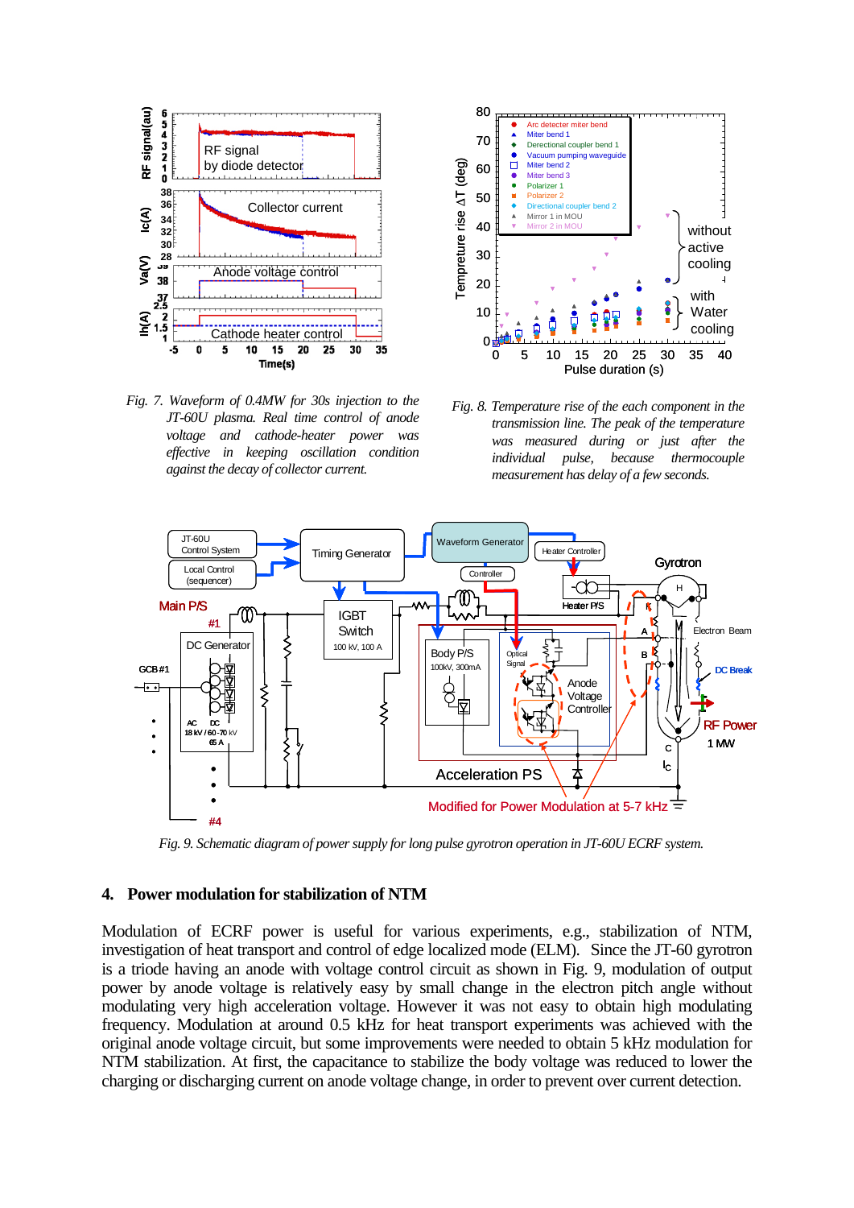*Fig. 7. Waveform of 0.4MW for 30s injection to the JT-60U plasma. Real time control of anode voltage and cathode-heater power was effective in keeping oscillation condition against the decay of collector current.*

*Fig. 8. Temperature rise of the each component in the transmission line. The peak of the temperature was measured during or just after the individual pulse, because thermocouple measurement has delay of a few seconds.*

*Fig. 9. Schematic diagram of power supply for long pulse gyrotron operation in JT-60U ECRF system.*

## 4. Power modulation for stabilization of NTM

Modulation of ECRF power is useful for various experiments, e.g., stabilization of NTM, investigation of heat transport and control of edge localized mode (ELM). Since the JT-60 gyrotron is a triode having an anode with voltage control circuit as shown in Fig. 9, modulation of output power by anode voltage is relatively easy by small change in the electron pitch angle without modulating very high acceleration voltage. However it was not easy to obtain high modulating frequency. Modulation at around 0.5 kHz for heat transport experiments was achieved with the original anode voltage circuit, but some improvements were needed to obtain 5 kHz modulation for NTM stabilization. At first, the capacitance to stabilize the body voltage was reduced to lower the charging or discharging current on anode voltage change, in order to prevent over current detection.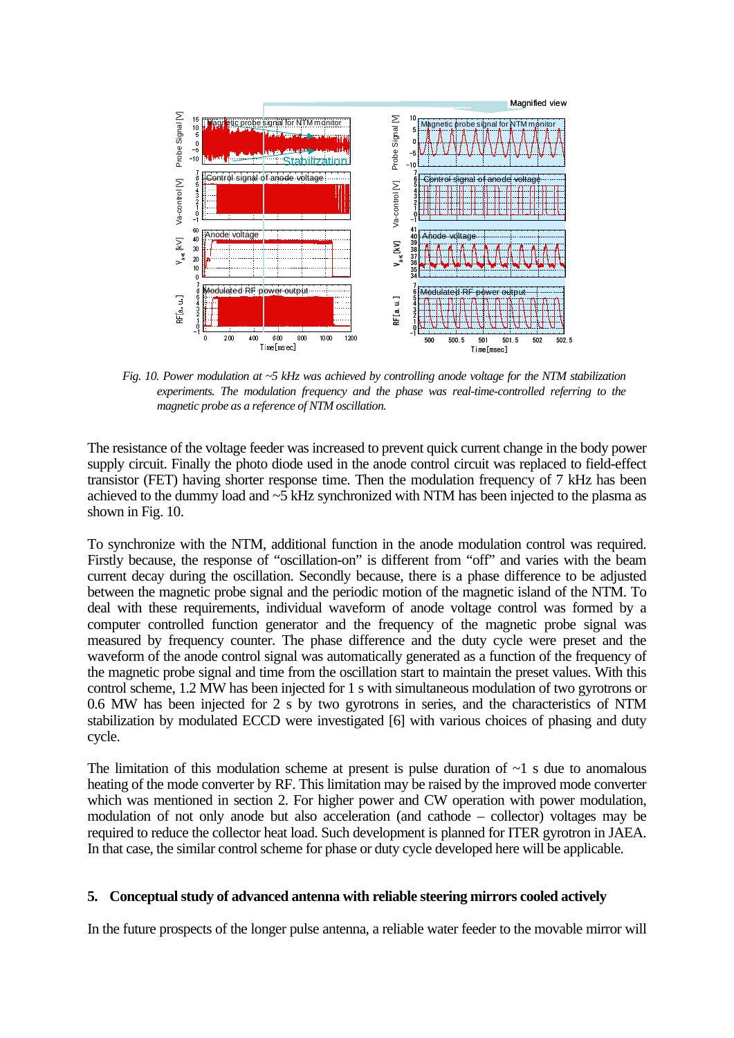*Fig. 10. Power modulation at ~5 kHz was achieved by controlling anode voltage for the NTM stabilization experiments. The modulation frequency and the phase was real-time-controlled referring to the magnetic probe as a reference of NTM oscillation.*

The resistance of the voltage feeder was increased to prevent quick current change in the body power supply circuit. Finally the photo diode used in the anode control circuit was replaced to field-effect transistor (FET) having shorter response time. Then the modulation frequency of 7 kHz has been achieved to the dummy load and ~5 kHz synchronized with NTM has been injected to the plasma as shown in Fig. 10.

To synchronize with the NTM, additional function in the anode modulation control was required. Firstly because, the response of "oscillation-on" is different from "off" and varies with the beam current decay during the oscillation. Secondly because, there is a phase difference to be adjusted between the magnetic probe signal and the periodic motion of the magnetic island of the NTM. To deal with these requirements, individual waveform of anode voltage control was formed by a computer controlled function generator and the frequency of the magnetic probe signal was measured by frequency counter. The phase difference and the duty cycle were preset and the waveform of the anode control signal was automatically generated as a function of the frequency of the magnetic probe signal and time from the oscillation start to maintain the preset values. With this control scheme, 1.2 MW has been injected for 1 s with simultaneous modulation of two gyrotrons or 0.6 MW has been injected for 2 s by two gyrotrons in series, and the characteristics of NTM stabilization by modulated ECCD were investigated [6] with various choices of phasing and duty cycle.

The limitation of this modulation scheme at present is pulse duration of ~1 s due to anomalous heating of the mode converter by RF. This limitation may be raised by the improved mode converter which was mentioned in section 2. For higher power and CW operation with power modulation, modulation of not only anode but also acceleration (and cathode – collector) voltages may be required to reduce the collector heat load. Such development is planned for ITER gyrotron in JAEA. In that case, the similar control scheme for phase or duty cycle developed here will be applicable.

## 5. Conceptual study of advanced antenna with reliable steering mirrors cooled actively

In the future prospects of the longer pulse antenna, a reliable water feeder to the movable mirror will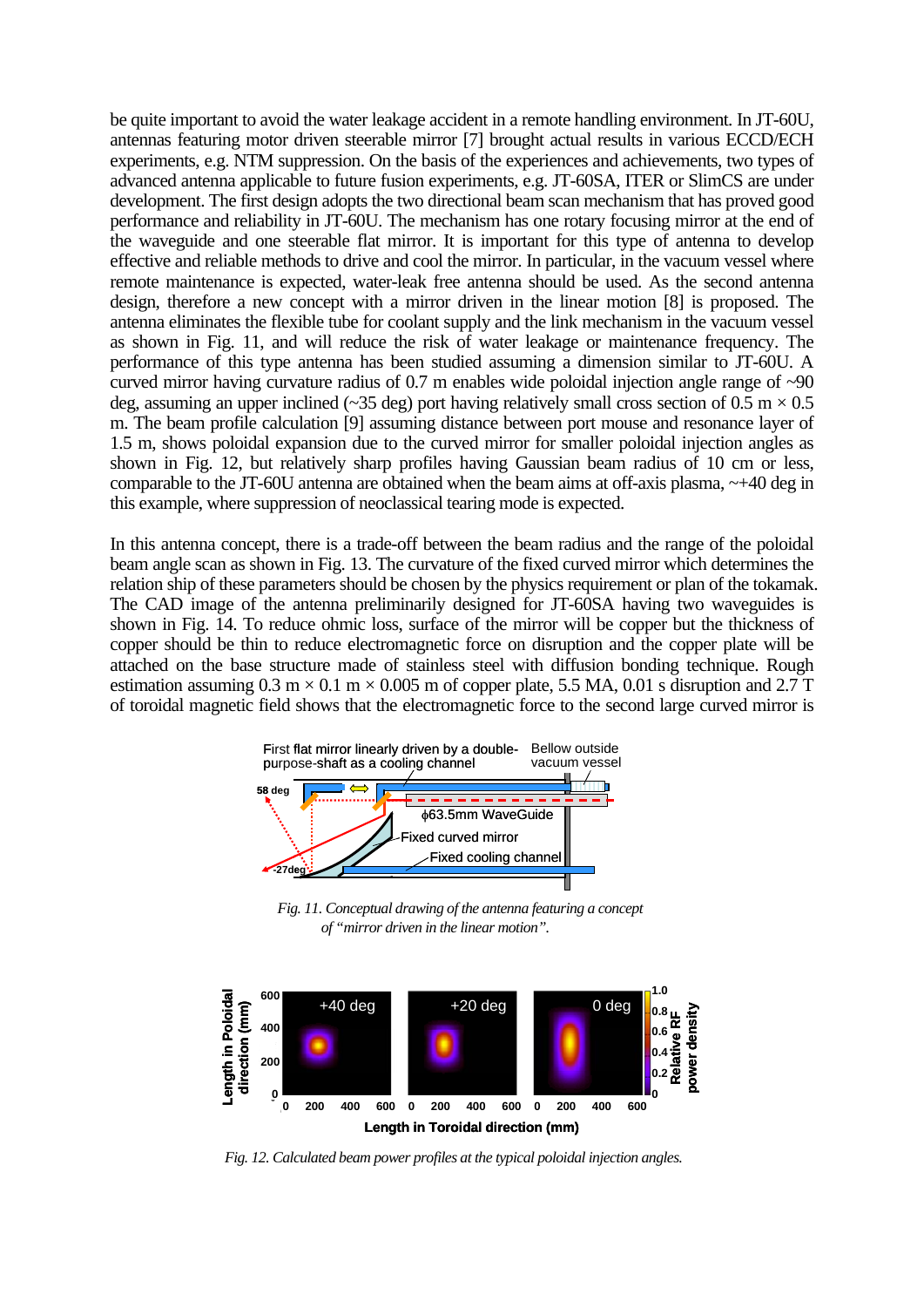be quite important to avoid the water leakage accident in a remote handling environment. In JT-60U, antennas featuring motor driven steerable mirror [7] brought actual results in various ECCD/ECH experiments, e.g. NTM suppression. On the basis of the experiences and achievements, two types of advanced antenna applicable to future fusion experiments, e.g. JT-60SA, ITER or SlimCS are under development. The first design adopts the two directional beam scan mechanism that has proved good performance and reliability in JT-60U. The mechanism has one rotary focusing mirror at the end of the waveguide and one steerable flat mirror. It is important for this type of antenna to develop effective and reliable methods to drive and cool the mirror. In particular, in the vacuum vessel where remote maintenance is expected, water-leak free antenna should be used. As the second antenna design, therefore a new concept with a mirror driven in the linear motion [8] is proposed. The antenna eliminates the flexible tube for coolant supply and the link mechanism in the vacuum vessel as shown in Fig. 11, and will reduce the risk of water leakage or maintenance frequency. The performance of this type antenna has been studied assuming a dimension similar to JT-60U. A curved mirror having curvature radius of 0.7 m enables wide poloidal injection angle range of ~90 deg, assuming an upper inclined (~35 deg) port having relatively small cross section of 0.5 m × 0.5 m. The beam profile calculation [9] assuming distance between port mouse and resonance layer of 1.5 m, shows poloidal expansion due to the curved mirror for smaller poloidal injection angles as shown in Fig. 12, but relatively sharp profiles having Gaussian beam radius of 10 cm or less, comparable to the JT-60U antenna are obtained when the beam aims at off-axis plasma, ~+40 deg in this example, where suppression of neoclassical tearing mode is expected.

In this antenna concept, there is a trade-off between the beam radius and the range of the poloidal beam angle scan as shown in Fig. 13. The curvature of the fixed curved mirror which determines the relation ship of these parameters should be chosen by the physics requirement or plan of the tokamak. The CAD image of the antenna preliminarily designed for JT-60SA having two waveguides is shown in Fig. 14. To reduce ohmic loss, surface of the mirror will be copper but the thickness of copper should be thin to reduce electromagnetic force on disruption and the copper plate will be attached on the base structure made of stainless steel with diffusion bonding technique. Rough estimation assuming 0.3 m × 0.1 m × 0.005 m of copper plate, 5.5 MA, 0.01 s disruption and 2.7 T of toroidal magnetic field shows that the electromagnetic force to the second large curved mirror is

*Fig. 11. Conceptual drawing of the antenna featuring a concept of "mirror driven in the linear motion".*

*Fig. 12. Calculated beam power profiles at the typical poloidal injection angles.*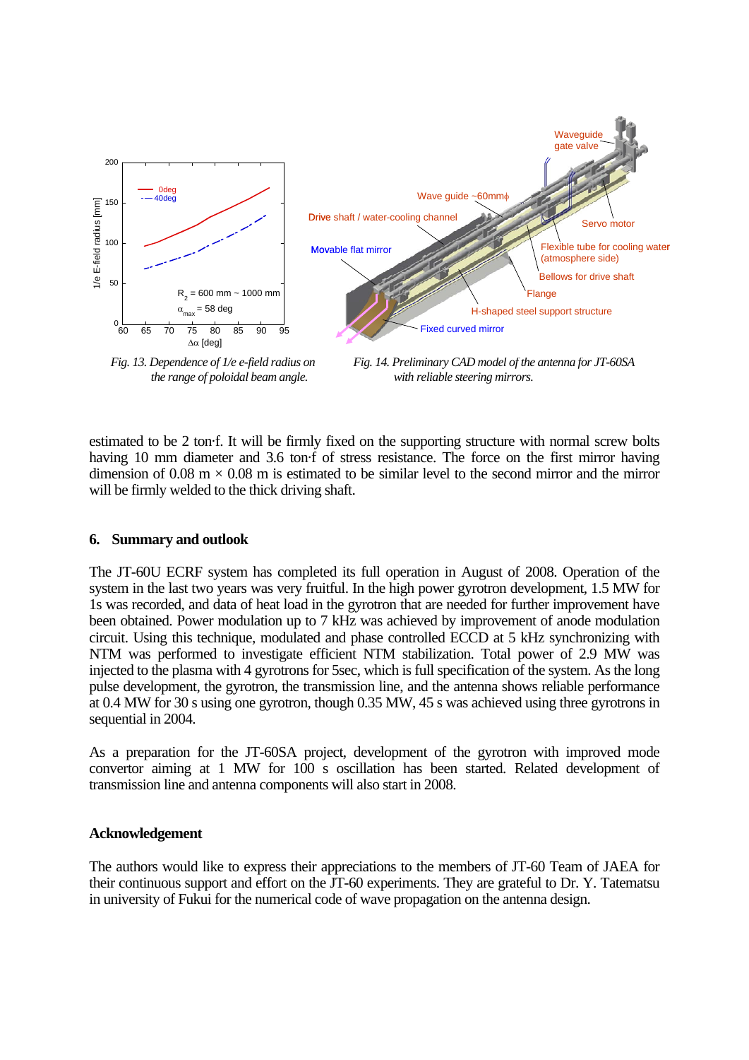*Fig. 13. Dependence of 1/e e-field radius on the range of poloidal beam angle.*

*Fig. 14. Preliminary CAD model of the antenna for JT-60SA with reliable steering mirrors.*

estimated to be 2 ton·f. It will be firmly fixed on the supporting structure with normal screw bolts having 10 mm diameter and 3.6 ton·f of stress resistance. The force on the first mirror having dimension of 0.08 m × 0.08 m is estimated to be similar level to the second mirror and the mirror will be firmly welded to the thick driving shaft.

## 6. Summary and outlook

The JT-60U ECRF system has completed its full operation in August of 2008. Operation of the system in the last two years was very fruitful. In the high power gyrotron development, 1.5 MW for 1s was recorded, and data of heat load in the gyrotron that are needed for further improvement have been obtained. Power modulation up to 7 kHz was achieved by improvement of anode modulation circuit. Using this technique, modulated and phase controlled ECCD at 5 kHz synchronizing with NTM was performed to investigate efficient NTM stabilization. Total power of 2.9 MW was injected to the plasma with 4 gyrotrons for 5sec, which is full specification of the system. As the long pulse development, the gyrotron, the transmission line, and the antenna shows reliable performance at 0.4 MW for 30 s using one gyrotron, though 0.35 MW, 45 s was achieved using three gyrotrons in sequential in 2004.

As a preparation for the JT-60SA project, development of the gyrotron with improved mode convertor aiming at 1 MW for 100 s oscillation has been started. Related development of transmission line and antenna components will also start in 2008.

## Acknowledgement

The authors would like to express their appreciations to the members of JT-60 Team of JAEA for their continuous support and effort on the JT-60 experiments. They are grateful to Dr. Y. Tatematsu in university of Fukui for the numerical code of wave propagation on the antenna design.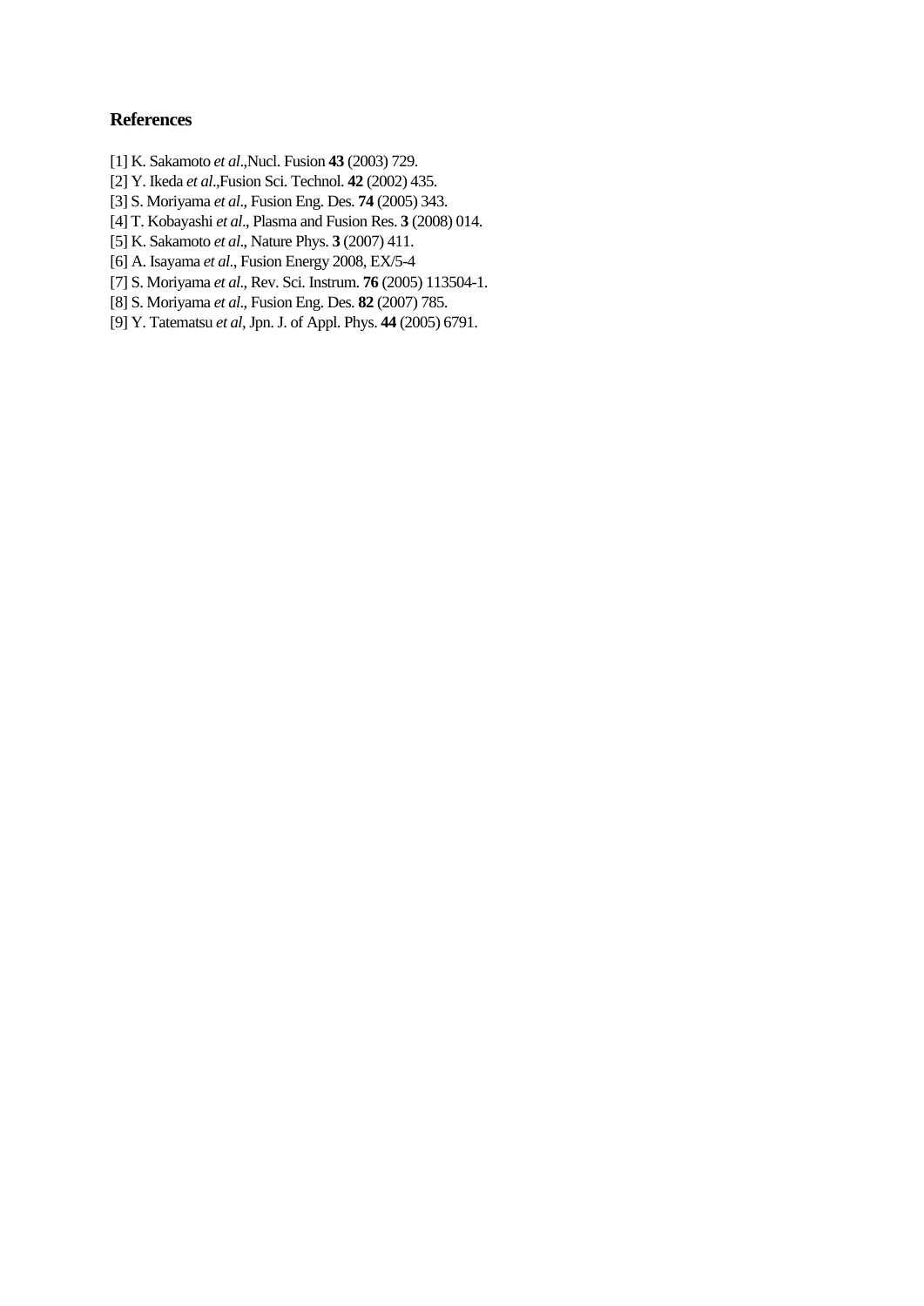## References

[1] K. Sakamoto *et al*.,Nucl. Fusion **43** (2003) 729.
[2] Y. Ikeda *et al*.,Fusion Sci. Technol. **42** (2002) 435.
[3] S. Moriyama *et al*., Fusion Eng. Des. **74** (2005) 343.
[4] T. Kobayashi *et al*., Plasma and Fusion Res. **3** (2008) 014.
[5] K. Sakamoto *et al*., Nature Phys. **3** (2007) 411.
[6] A. Isayama *et al*., Fusion Energy 2008, EX/5-4
[7] S. Moriyama *et al*., Rev. Sci. Instrum. **76** (2005) 113504-1.
[8] S. Moriyama *et al*., Fusion Eng. Des. **82** (2007) 785.
[9] Y. Tatematsu *et al*, Jpn. J. of Appl. Phys. **44** (2005) 6791.